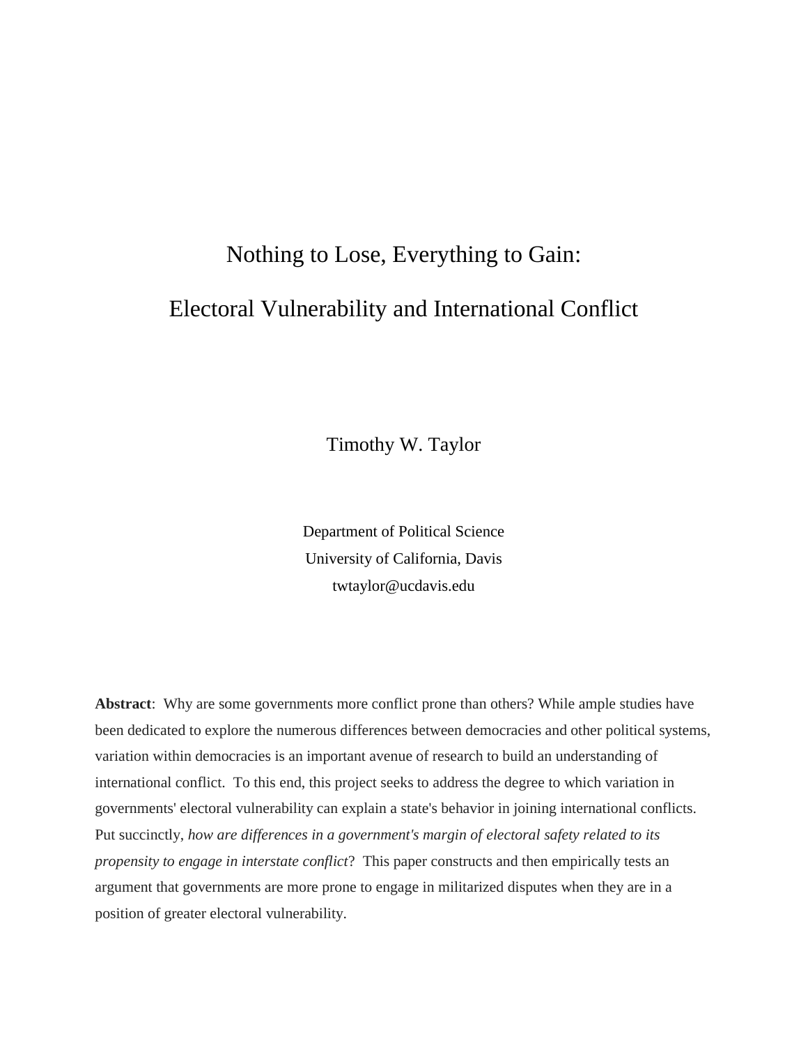# Nothing to Lose, Everything to Gain:

# Electoral Vulnerability and International Conflict

Timothy W. Taylor

Department of Political Science
University of California, Davis
twtaylor@ucdavis.edu

**Abstract**: Why are some governments more conflict prone than others? While ample studies have been dedicated to explore the numerous differences between democracies and other political systems, variation within democracies is an important avenue of research to build an understanding of international conflict. To this end, this project seeks to address the degree to which variation in governments' electoral vulnerability can explain a state's behavior in joining international conflicts. Put succinctly, *how are differences in a government's margin of electoral safety related to its propensity to engage in interstate conflict*? This paper constructs and then empirically tests an argument that governments are more prone to engage in militarized disputes when they are in a position of greater electoral vulnerability.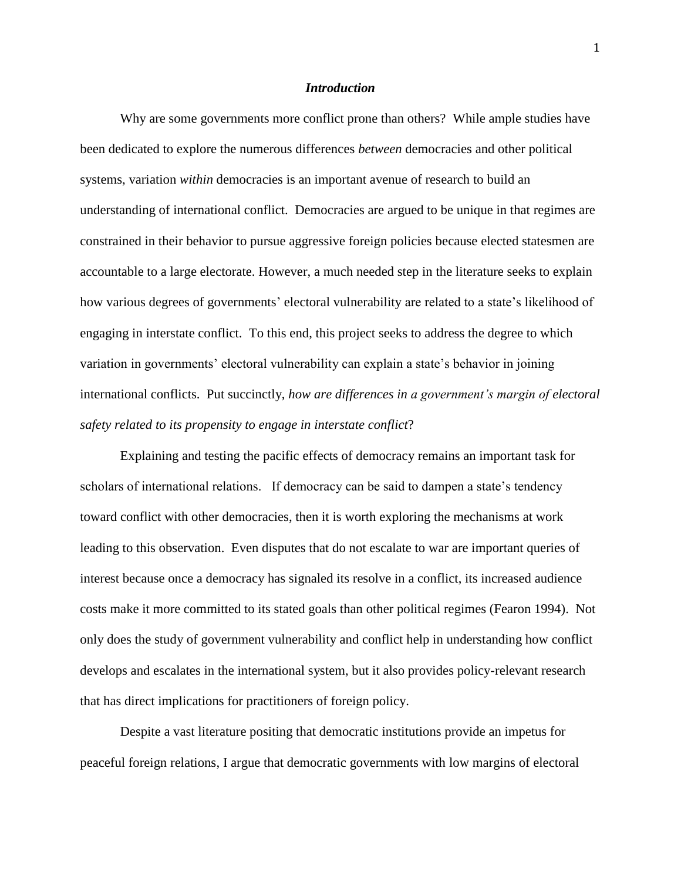## *Introduction*

Why are some governments more conflict prone than others? While ample studies have been dedicated to explore the numerous differences *between* democracies and other political systems, variation *within* democracies is an important avenue of research to build an understanding of international conflict. Democracies are argued to be unique in that regimes are constrained in their behavior to pursue aggressive foreign policies because elected statesmen are accountable to a large electorate. However, a much needed step in the literature seeks to explain how various degrees of governments' electoral vulnerability are related to a state's likelihood of engaging in interstate conflict. To this end, this project seeks to address the degree to which variation in governments' electoral vulnerability can explain a state's behavior in joining international conflicts. Put succinctly, *how are differences in a government's margin of electoral safety related to its propensity to engage in interstate conflict*?

Explaining and testing the pacific effects of democracy remains an important task for scholars of international relations. If democracy can be said to dampen a state's tendency toward conflict with other democracies, then it is worth exploring the mechanisms at work leading to this observation. Even disputes that do not escalate to war are important queries of interest because once a democracy has signaled its resolve in a conflict, its increased audience costs make it more committed to its stated goals than other political regimes (Fearon 1994). Not only does the study of government vulnerability and conflict help in understanding how conflict develops and escalates in the international system, but it also provides policy-relevant research that has direct implications for practitioners of foreign policy.

Despite a vast literature positing that democratic institutions provide an impetus for peaceful foreign relations, I argue that democratic governments with low margins of electoral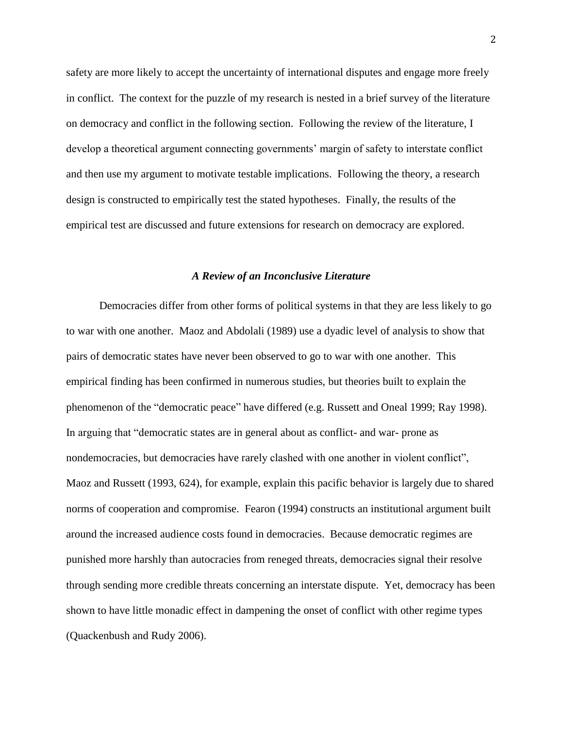safety are more likely to accept the uncertainty of international disputes and engage more freely in conflict. The context for the puzzle of my research is nested in a brief survey of the literature on democracy and conflict in the following section. Following the review of the literature, I develop a theoretical argument connecting governments' margin of safety to interstate conflict and then use my argument to motivate testable implications. Following the theory, a research design is constructed to empirically test the stated hypotheses. Finally, the results of the empirical test are discussed and future extensions for research on democracy are explored.

### *A Review of an Inconclusive Literature*

Democracies differ from other forms of political systems in that they are less likely to go to war with one another. Maoz and Abdolali (1989) use a dyadic level of analysis to show that pairs of democratic states have never been observed to go to war with one another. This empirical finding has been confirmed in numerous studies, but theories built to explain the phenomenon of the "democratic peace" have differed (e.g. Russett and Oneal 1999; Ray 1998). In arguing that "democratic states are in general about as conflict- and war- prone as nondemocracies, but democracies have rarely clashed with one another in violent conflict", Maoz and Russett (1993, 624), for example, explain this pacific behavior is largely due to shared norms of cooperation and compromise. Fearon (1994) constructs an institutional argument built around the increased audience costs found in democracies. Because democratic regimes are punished more harshly than autocracies from reneged threats, democracies signal their resolve through sending more credible threats concerning an interstate dispute. Yet, democracy has been shown to have little monadic effect in dampening the onset of conflict with other regime types (Quackenbush and Rudy 2006).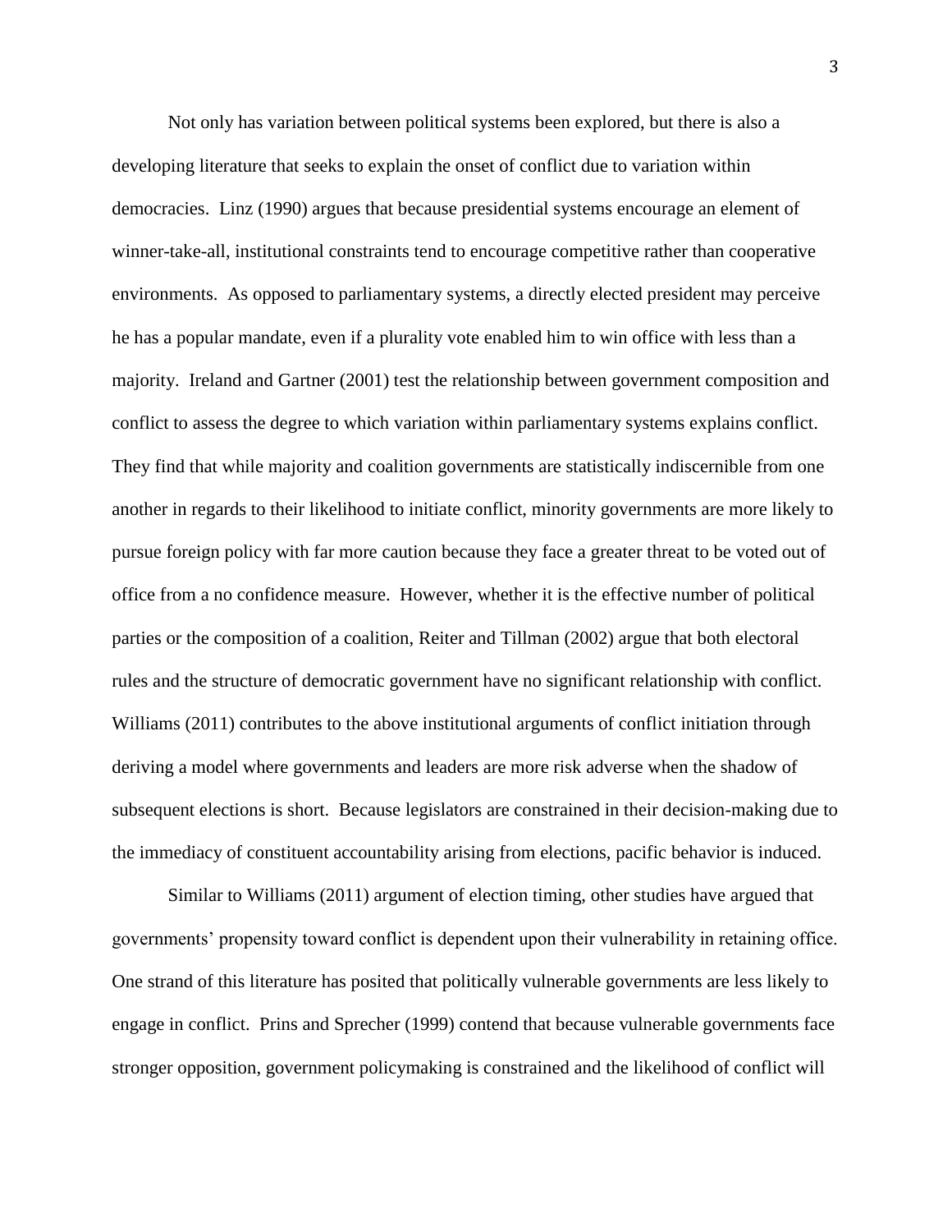Not only has variation between political systems been explored, but there is also a developing literature that seeks to explain the onset of conflict due to variation within democracies. Linz (1990) argues that because presidential systems encourage an element of winner-take-all, institutional constraints tend to encourage competitive rather than cooperative environments. As opposed to parliamentary systems, a directly elected president may perceive he has a popular mandate, even if a plurality vote enabled him to win office with less than a majority. Ireland and Gartner (2001) test the relationship between government composition and conflict to assess the degree to which variation within parliamentary systems explains conflict. They find that while majority and coalition governments are statistically indiscernible from one another in regards to their likelihood to initiate conflict, minority governments are more likely to pursue foreign policy with far more caution because they face a greater threat to be voted out of office from a no confidence measure. However, whether it is the effective number of political parties or the composition of a coalition, Reiter and Tillman (2002) argue that both electoral rules and the structure of democratic government have no significant relationship with conflict. Williams (2011) contributes to the above institutional arguments of conflict initiation through deriving a model where governments and leaders are more risk adverse when the shadow of subsequent elections is short. Because legislators are constrained in their decision-making due to the immediacy of constituent accountability arising from elections, pacific behavior is induced.

Similar to Williams (2011) argument of election timing, other studies have argued that governments' propensity toward conflict is dependent upon their vulnerability in retaining office. One strand of this literature has posited that politically vulnerable governments are less likely to engage in conflict. Prins and Sprecher (1999) contend that because vulnerable governments face stronger opposition, government policymaking is constrained and the likelihood of conflict will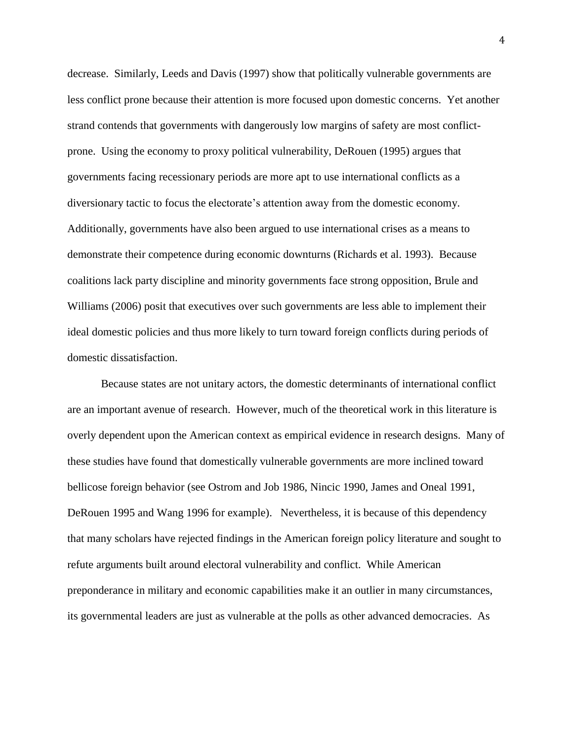decrease. Similarly, Leeds and Davis (1997) show that politically vulnerable governments are less conflict prone because their attention is more focused upon domestic concerns. Yet another strand contends that governments with dangerously low margins of safety are most conflict-prone. Using the economy to proxy political vulnerability, DeRouen (1995) argues that governments facing recessionary periods are more apt to use international conflicts as a diversionary tactic to focus the electorate's attention away from the domestic economy. Additionally, governments have also been argued to use international crises as a means to demonstrate their competence during economic downturns (Richards et al. 1993). Because coalitions lack party discipline and minority governments face strong opposition, Brule and Williams (2006) posit that executives over such governments are less able to implement their ideal domestic policies and thus more likely to turn toward foreign conflicts during periods of domestic dissatisfaction.

Because states are not unitary actors, the domestic determinants of international conflict are an important avenue of research. However, much of the theoretical work in this literature is overly dependent upon the American context as empirical evidence in research designs. Many of these studies have found that domestically vulnerable governments are more inclined toward bellicose foreign behavior (see Ostrom and Job 1986, Nincic 1990, James and Oneal 1991, DeRouen 1995 and Wang 1996 for example). Nevertheless, it is because of this dependency that many scholars have rejected findings in the American foreign policy literature and sought to refute arguments built around electoral vulnerability and conflict. While American preponderance in military and economic capabilities make it an outlier in many circumstances, its governmental leaders are just as vulnerable at the polls as other advanced democracies. As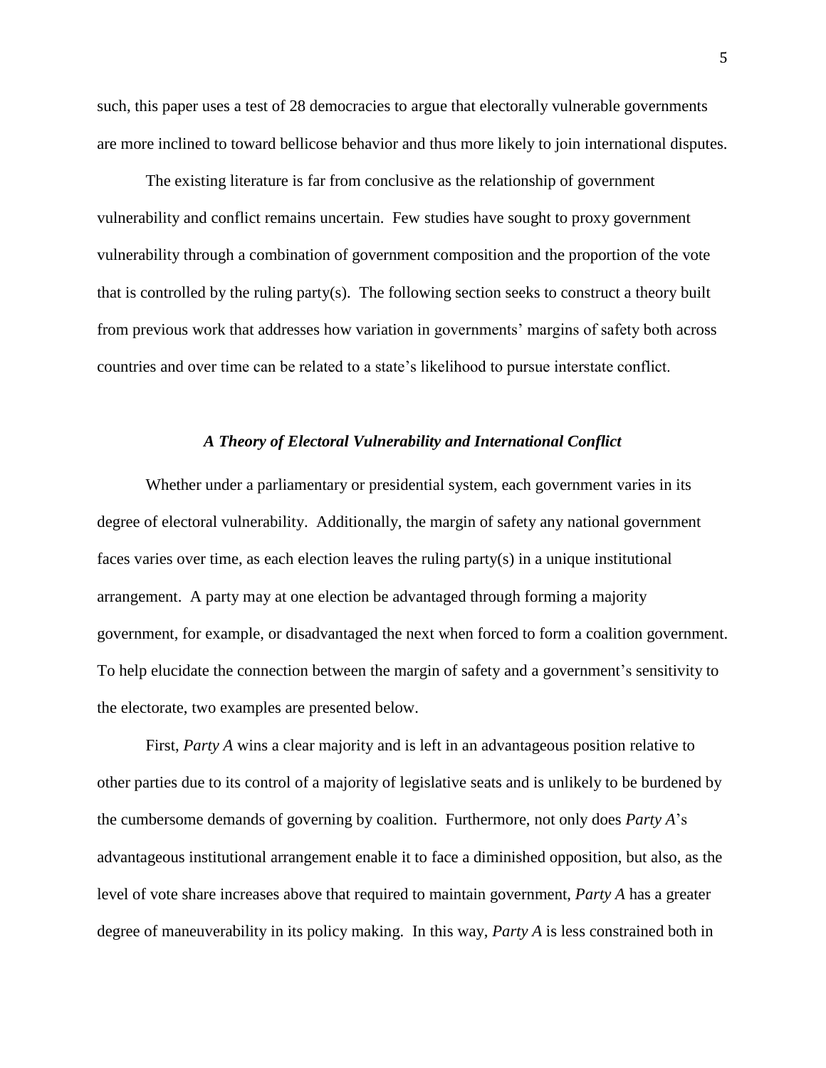such, this paper uses a test of 28 democracies to argue that electorally vulnerable governments are more inclined to toward bellicose behavior and thus more likely to join international disputes.

The existing literature is far from conclusive as the relationship of government vulnerability and conflict remains uncertain. Few studies have sought to proxy government vulnerability through a combination of government composition and the proportion of the vote that is controlled by the ruling party(s). The following section seeks to construct a theory built from previous work that addresses how variation in governments' margins of safety both across countries and over time can be related to a state's likelihood to pursue interstate conflict.

### *A Theory of Electoral Vulnerability and International Conflict*

Whether under a parliamentary or presidential system, each government varies in its degree of electoral vulnerability. Additionally, the margin of safety any national government faces varies over time, as each election leaves the ruling party(s) in a unique institutional arrangement. A party may at one election be advantaged through forming a majority government, for example, or disadvantaged the next when forced to form a coalition government. To help elucidate the connection between the margin of safety and a government's sensitivity to the electorate, two examples are presented below.

First, *Party A* wins a clear majority and is left in an advantageous position relative to other parties due to its control of a majority of legislative seats and is unlikely to be burdened by the cumbersome demands of governing by coalition. Furthermore, not only does *Party A*'s advantageous institutional arrangement enable it to face a diminished opposition, but also, as the level of vote share increases above that required to maintain government, *Party A* has a greater degree of maneuverability in its policy making. In this way, *Party A* is less constrained both in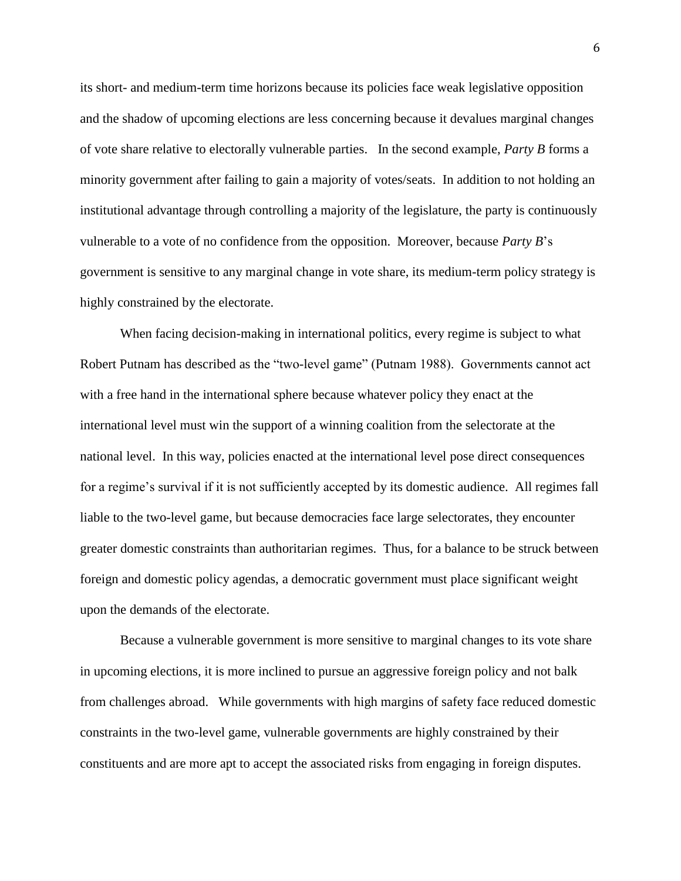its short- and medium-term time horizons because its policies face weak legislative opposition and the shadow of upcoming elections are less concerning because it devalues marginal changes of vote share relative to electorally vulnerable parties. In the second example, *Party B* forms a minority government after failing to gain a majority of votes/seats. In addition to not holding an institutional advantage through controlling a majority of the legislature, the party is continuously vulnerable to a vote of no confidence from the opposition. Moreover, because *Party B*'s government is sensitive to any marginal change in vote share, its medium-term policy strategy is highly constrained by the electorate.

When facing decision-making in international politics, every regime is subject to what Robert Putnam has described as the "two-level game" (Putnam 1988). Governments cannot act with a free hand in the international sphere because whatever policy they enact at the international level must win the support of a winning coalition from the selectorate at the national level. In this way, policies enacted at the international level pose direct consequences for a regime's survival if it is not sufficiently accepted by its domestic audience. All regimes fall liable to the two-level game, but because democracies face large selectorates, they encounter greater domestic constraints than authoritarian regimes. Thus, for a balance to be struck between foreign and domestic policy agendas, a democratic government must place significant weight upon the demands of the electorate.

Because a vulnerable government is more sensitive to marginal changes to its vote share in upcoming elections, it is more inclined to pursue an aggressive foreign policy and not balk from challenges abroad. While governments with high margins of safety face reduced domestic constraints in the two-level game, vulnerable governments are highly constrained by their constituents and are more apt to accept the associated risks from engaging in foreign disputes.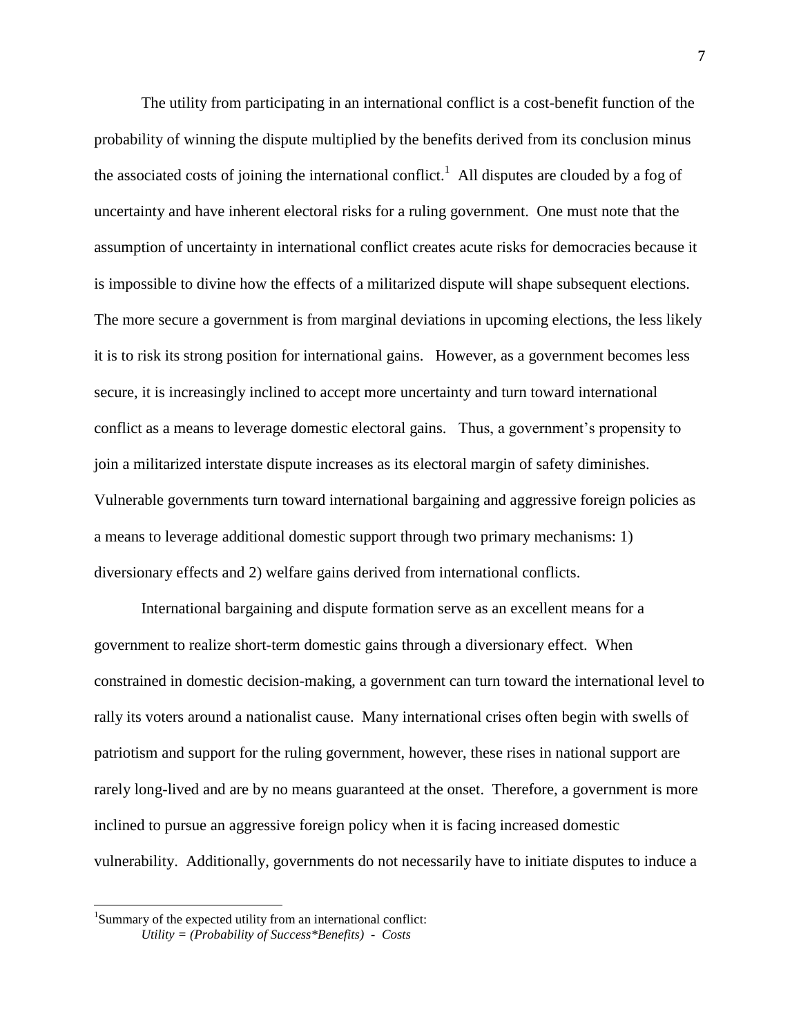The utility from participating in an international conflict is a cost-benefit function of the probability of winning the dispute multiplied by the benefits derived from its conclusion minus the associated costs of joining the international conflict.[1] All disputes are clouded by a fog of uncertainty and have inherent electoral risks for a ruling government. One must note that the assumption of uncertainty in international conflict creates acute risks for democracies because it is impossible to divine how the effects of a militarized dispute will shape subsequent elections. The more secure a government is from marginal deviations in upcoming elections, the less likely it is to risk its strong position for international gains. However, as a government becomes less secure, it is increasingly inclined to accept more uncertainty and turn toward international conflict as a means to leverage domestic electoral gains. Thus, a government's propensity to join a militarized interstate dispute increases as its electoral margin of safety diminishes. Vulnerable governments turn toward international bargaining and aggressive foreign policies as a means to leverage additional domestic support through two primary mechanisms: 1) diversionary effects and 2) welfare gains derived from international conflicts.

International bargaining and dispute formation serve as an excellent means for a government to realize short-term domestic gains through a diversionary effect. When constrained in domestic decision-making, a government can turn toward the international level to rally its voters around a nationalist cause. Many international crises often begin with swells of patriotism and support for the ruling government, however, these rises in national support are rarely long-lived and are by no means guaranteed at the onset. Therefore, a government is more inclined to pursue an aggressive foreign policy when it is facing increased domestic vulnerability. Additionally, governments do not necessarily have to initiate disputes to induce a

---

[1] Summary of the expected utility from an international conflict:

*Utility = (Probability of Success*Benefits) - Costs*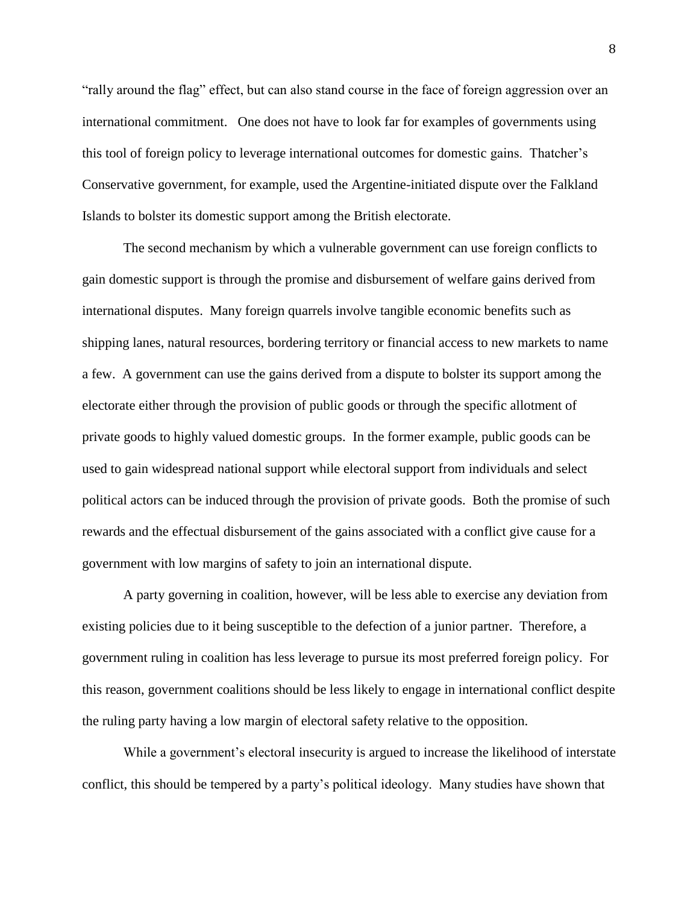"rally around the flag" effect, but can also stand course in the face of foreign aggression over an international commitment. One does not have to look far for examples of governments using this tool of foreign policy to leverage international outcomes for domestic gains. Thatcher's Conservative government, for example, used the Argentine-initiated dispute over the Falkland Islands to bolster its domestic support among the British electorate.

The second mechanism by which a vulnerable government can use foreign conflicts to gain domestic support is through the promise and disbursement of welfare gains derived from international disputes. Many foreign quarrels involve tangible economic benefits such as shipping lanes, natural resources, bordering territory or financial access to new markets to name a few. A government can use the gains derived from a dispute to bolster its support among the electorate either through the provision of public goods or through the specific allotment of private goods to highly valued domestic groups. In the former example, public goods can be used to gain widespread national support while electoral support from individuals and select political actors can be induced through the provision of private goods. Both the promise of such rewards and the effectual disbursement of the gains associated with a conflict give cause for a government with low margins of safety to join an international dispute.

A party governing in coalition, however, will be less able to exercise any deviation from existing policies due to it being susceptible to the defection of a junior partner. Therefore, a government ruling in coalition has less leverage to pursue its most preferred foreign policy. For this reason, government coalitions should be less likely to engage in international conflict despite the ruling party having a low margin of electoral safety relative to the opposition.

While a government's electoral insecurity is argued to increase the likelihood of interstate conflict, this should be tempered by a party's political ideology. Many studies have shown that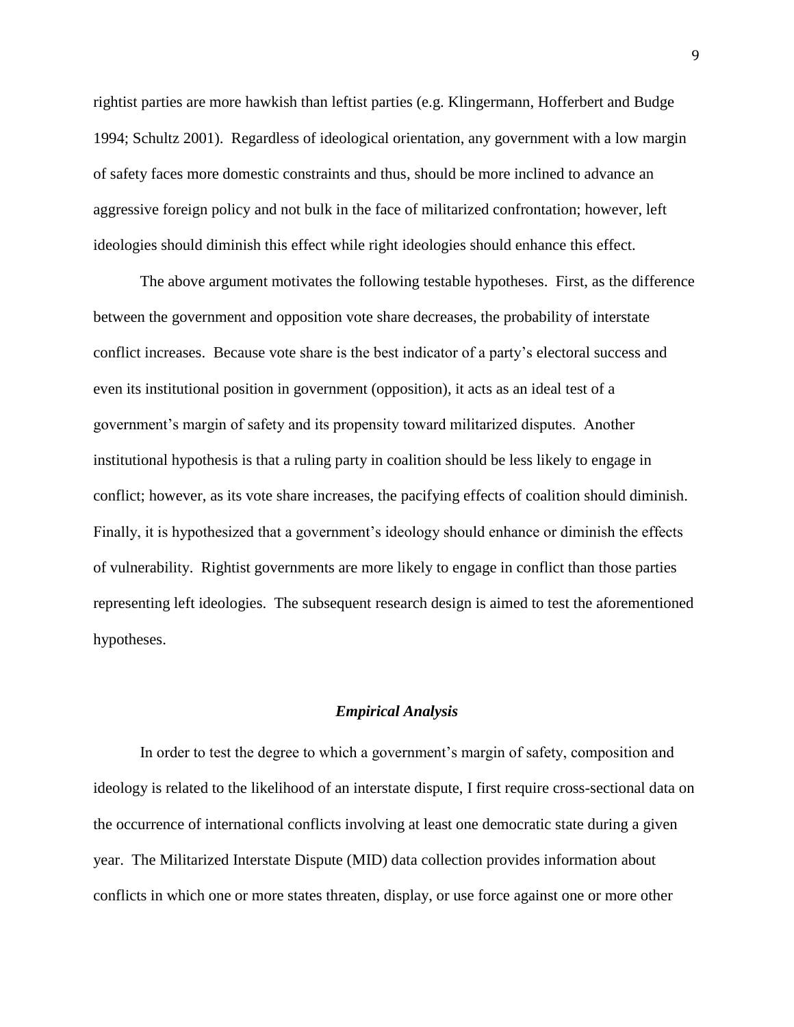rightist parties are more hawkish than leftist parties (e.g. Klingermann, Hofferbert and Budge 1994; Schultz 2001). Regardless of ideological orientation, any government with a low margin of safety faces more domestic constraints and thus, should be more inclined to advance an aggressive foreign policy and not bulk in the face of militarized confrontation; however, left ideologies should diminish this effect while right ideologies should enhance this effect.

The above argument motivates the following testable hypotheses. First, as the difference between the government and opposition vote share decreases, the probability of interstate conflict increases. Because vote share is the best indicator of a party's electoral success and even its institutional position in government (opposition), it acts as an ideal test of a government's margin of safety and its propensity toward militarized disputes. Another institutional hypothesis is that a ruling party in coalition should be less likely to engage in conflict; however, as its vote share increases, the pacifying effects of coalition should diminish. Finally, it is hypothesized that a government's ideology should enhance or diminish the effects of vulnerability. Rightist governments are more likely to engage in conflict than those parties representing left ideologies. The subsequent research design is aimed to test the aforementioned hypotheses.

## *Empirical Analysis*

In order to test the degree to which a government's margin of safety, composition and ideology is related to the likelihood of an interstate dispute, I first require cross-sectional data on the occurrence of international conflicts involving at least one democratic state during a given year. The Militarized Interstate Dispute (MID) data collection provides information about conflicts in which one or more states threaten, display, or use force against one or more other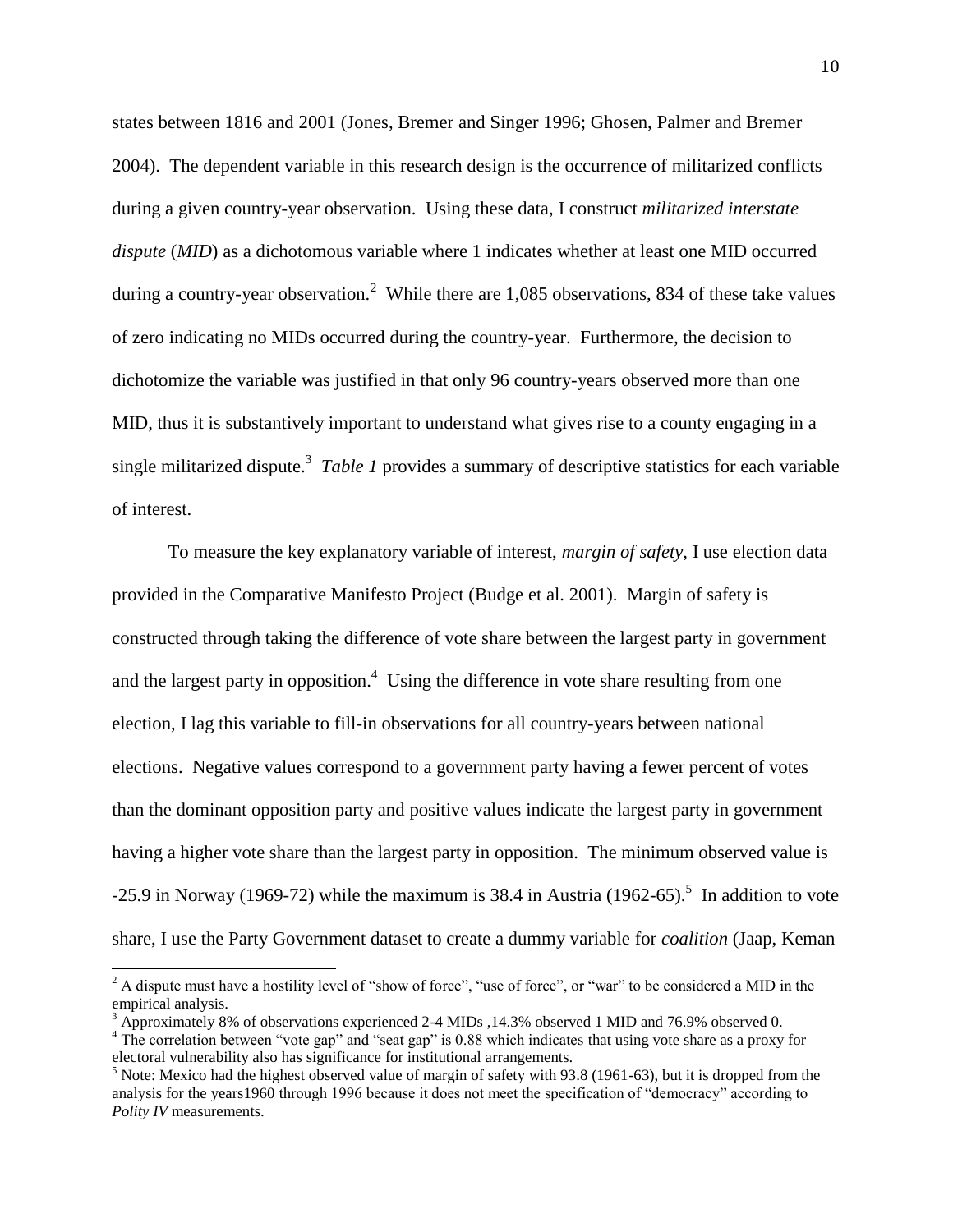states between 1816 and 2001 (Jones, Bremer and Singer 1996; Ghosen, Palmer and Bremer 2004). The dependent variable in this research design is the occurrence of militarized conflicts during a given country-year observation. Using these data, I construct *militarized interstate dispute* (*MID*) as a dichotomous variable where 1 indicates whether at least one MID occurred during a country-year observation.[2] While there are 1,085 observations, 834 of these take values of zero indicating no MIDs occurred during the country-year. Furthermore, the decision to dichotomize the variable was justified in that only 96 country-years observed more than one MID, thus it is substantively important to understand what gives rise to a county engaging in a single militarized dispute.[3] *Table 1* provides a summary of descriptive statistics for each variable of interest.

To measure the key explanatory variable of interest, *margin of safety*, I use election data provided in the Comparative Manifesto Project (Budge et al. 2001). Margin of safety is constructed through taking the difference of vote share between the largest party in government and the largest party in opposition.[4] Using the difference in vote share resulting from one election, I lag this variable to fill-in observations for all country-years between national elections. Negative values correspond to a government party having a fewer percent of votes than the dominant opposition party and positive values indicate the largest party in government having a higher vote share than the largest party in opposition. The minimum observed value is -25.9 in Norway (1969-72) while the maximum is 38.4 in Austria (1962-65).[5] In addition to vote share, I use the Party Government dataset to create a dummy variable for *coalition* (Jaap, Keman

---

[2] A dispute must have a hostility level of "show of force", "use of force", or "war" to be considered a MID in the empirical analysis.

[3] Approximately 8% of observations experienced 2-4 MIDs ,14.3% observed 1 MID and 76.9% observed 0.

[4] The correlation between "vote gap" and "seat gap" is 0.88 which indicates that using vote share as a proxy for electoral vulnerability also has significance for institutional arrangements.

[5] Note: Mexico had the highest observed value of margin of safety with 93.8 (1961-63), but it is dropped from the analysis for the years1960 through 1996 because it does not meet the specification of "democracy" according to *Polity IV* measurements.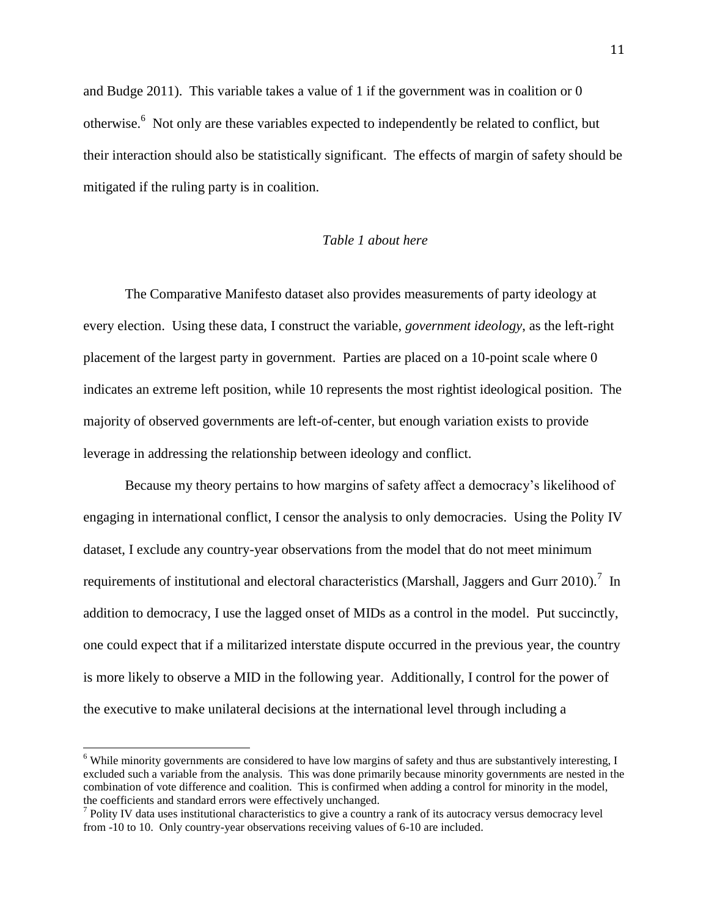and Budge 2011). This variable takes a value of 1 if the government was in coalition or 0 otherwise.[6] Not only are these variables expected to independently be related to conflict, but their interaction should also be statistically significant. The effects of margin of safety should be mitigated if the ruling party is in coalition.

*Table 1 about here*

The Comparative Manifesto dataset also provides measurements of party ideology at every election. Using these data, I construct the variable, *government ideology*, as the left-right placement of the largest party in government. Parties are placed on a 10-point scale where 0 indicates an extreme left position, while 10 represents the most rightist ideological position. The majority of observed governments are left-of-center, but enough variation exists to provide leverage in addressing the relationship between ideology and conflict.

Because my theory pertains to how margins of safety affect a democracy's likelihood of engaging in international conflict, I censor the analysis to only democracies. Using the Polity IV dataset, I exclude any country-year observations from the model that do not meet minimum requirements of institutional and electoral characteristics (Marshall, Jaggers and Gurr 2010).[7] In addition to democracy, I use the lagged onset of MIDs as a control in the model. Put succinctly, one could expect that if a militarized interstate dispute occurred in the previous year, the country is more likely to observe a MID in the following year. Additionally, I control for the power of the executive to make unilateral decisions at the international level through including a

[6] While minority governments are considered to have low margins of safety and thus are substantively interesting, I excluded such a variable from the analysis. This was done primarily because minority governments are nested in the combination of vote difference and coalition. This is confirmed when adding a control for minority in the model, the coefficients and standard errors were effectively unchanged.

[7] Polity IV data uses institutional characteristics to give a country a rank of its autocracy versus democracy level from -10 to 10. Only country-year observations receiving values of 6-10 are included.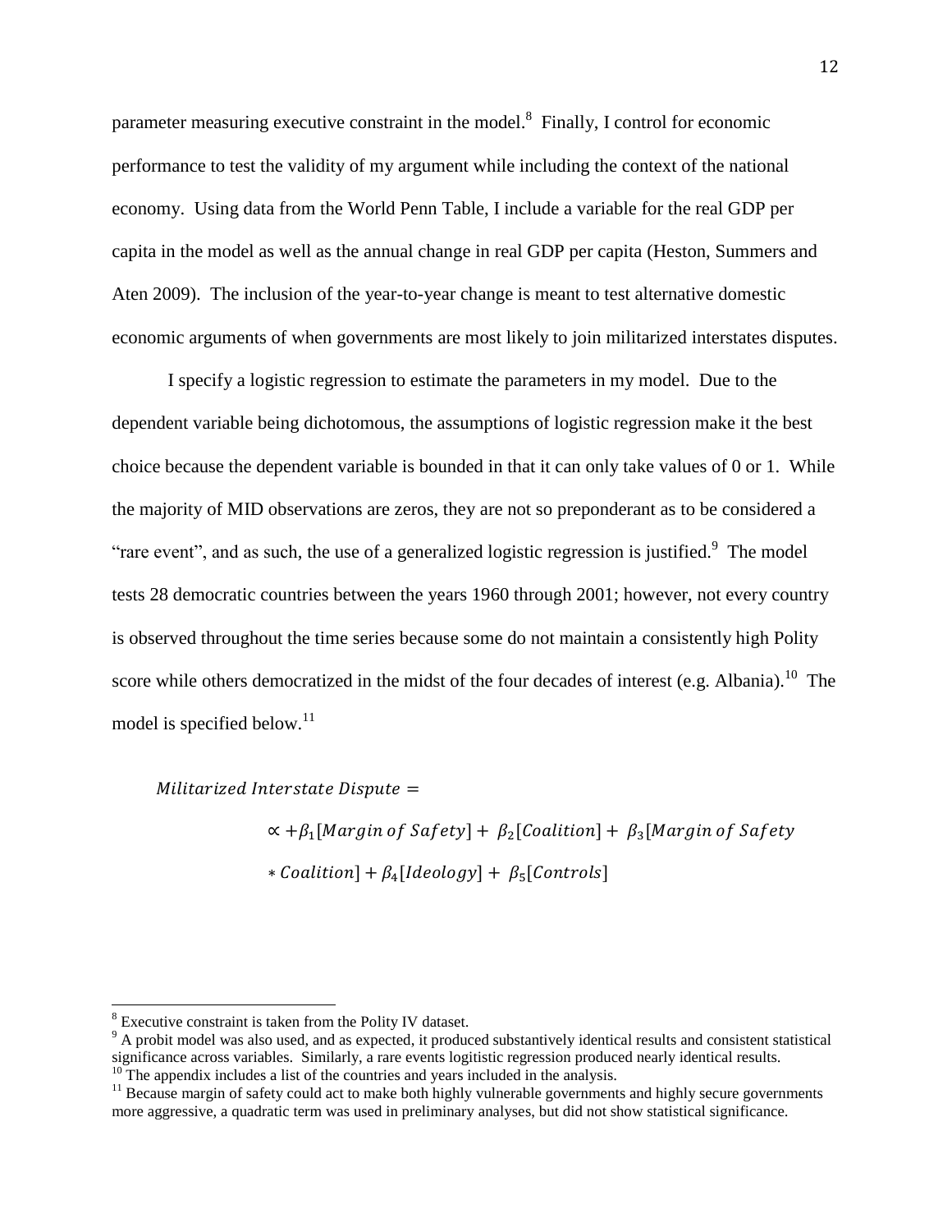parameter measuring executive constraint in the model.[8] Finally, I control for economic performance to test the validity of my argument while including the context of the national economy. Using data from the World Penn Table, I include a variable for the real GDP per capita in the model as well as the annual change in real GDP per capita (Heston, Summers and Aten 2009). The inclusion of the year-to-year change is meant to test alternative domestic economic arguments of when governments are most likely to join militarized interstates disputes.

I specify a logistic regression to estimate the parameters in my model. Due to the dependent variable being dichotomous, the assumptions of logistic regression make it the best choice because the dependent variable is bounded in that it can only take values of 0 or 1. While the majority of MID observations are zeros, they are not so preponderant as to be considered a "rare event", and as such, the use of a generalized logistic regression is justified.[9] The model tests 28 democratic countries between the years 1960 through 2001; however, not every country is observed throughout the time series because some do not maintain a consistently high Polity score while others democratized in the midst of the four decades of interest (e.g. Albania).[10] The model is specified below.[11]

$$
\begin{aligned}
&\textit{Militarized Interstate Dispute} = \\
&\qquad \propto + \beta_1[\textit{Margin of Safety}] + \beta_2[\textit{Coalition}] + \beta_3[\textit{Margin of Safety} \\
&\qquad * \textit{Coalition}] + \beta_4[\textit{Ideology}] + \beta_5[\textit{Controls}]
\end{aligned}
$$

---

[8] Executive constraint is taken from the Polity IV dataset.

[9] A probit model was also used, and as expected, it produced substantively identical results and consistent statistical significance across variables. Similarly, a rare events logitistic regression produced nearly identical results.

[10] The appendix includes a list of the countries and years included in the analysis.

[11] Because margin of safety could act to make both highly vulnerable governments and highly secure governments more aggressive, a quadratic term was used in preliminary analyses, but did not show statistical significance.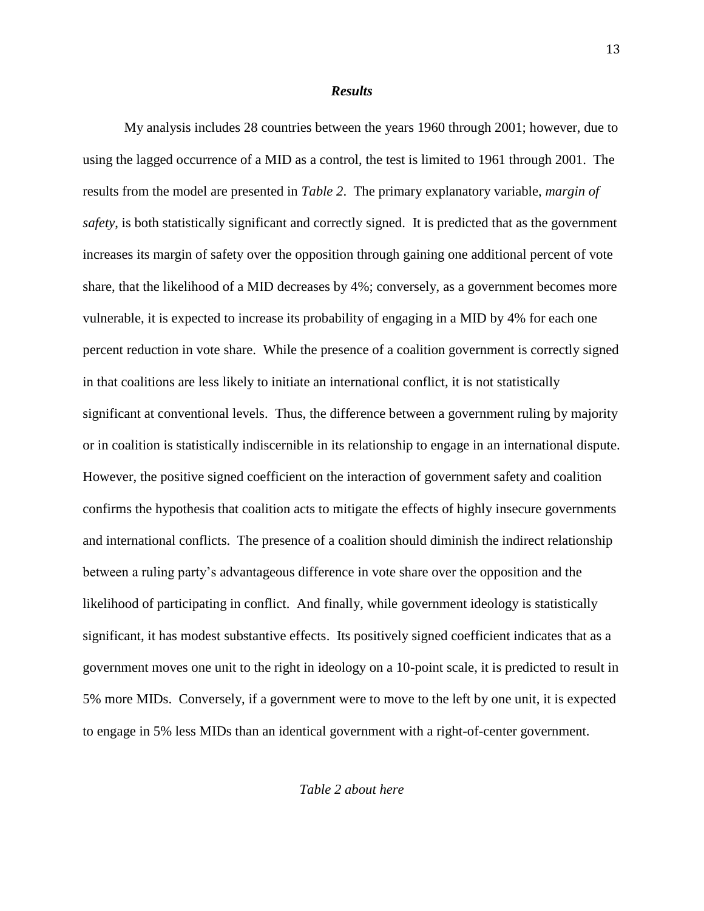### *Results*

My analysis includes 28 countries between the years 1960 through 2001; however, due to using the lagged occurrence of a MID as a control, the test is limited to 1961 through 2001. The results from the model are presented in *Table 2*. The primary explanatory variable, *margin of safety*, is both statistically significant and correctly signed. It is predicted that as the government increases its margin of safety over the opposition through gaining one additional percent of vote share, that the likelihood of a MID decreases by 4%; conversely, as a government becomes more vulnerable, it is expected to increase its probability of engaging in a MID by 4% for each one percent reduction in vote share. While the presence of a coalition government is correctly signed in that coalitions are less likely to initiate an international conflict, it is not statistically significant at conventional levels. Thus, the difference between a government ruling by majority or in coalition is statistically indiscernible in its relationship to engage in an international dispute. However, the positive signed coefficient on the interaction of government safety and coalition confirms the hypothesis that coalition acts to mitigate the effects of highly insecure governments and international conflicts. The presence of a coalition should diminish the indirect relationship between a ruling party's advantageous difference in vote share over the opposition and the likelihood of participating in conflict. And finally, while government ideology is statistically significant, it has modest substantive effects. Its positively signed coefficient indicates that as a government moves one unit to the right in ideology on a 10-point scale, it is predicted to result in 5% more MIDs. Conversely, if a government were to move to the left by one unit, it is expected to engage in 5% less MIDs than an identical government with a right-of-center government.

*Table 2 about here*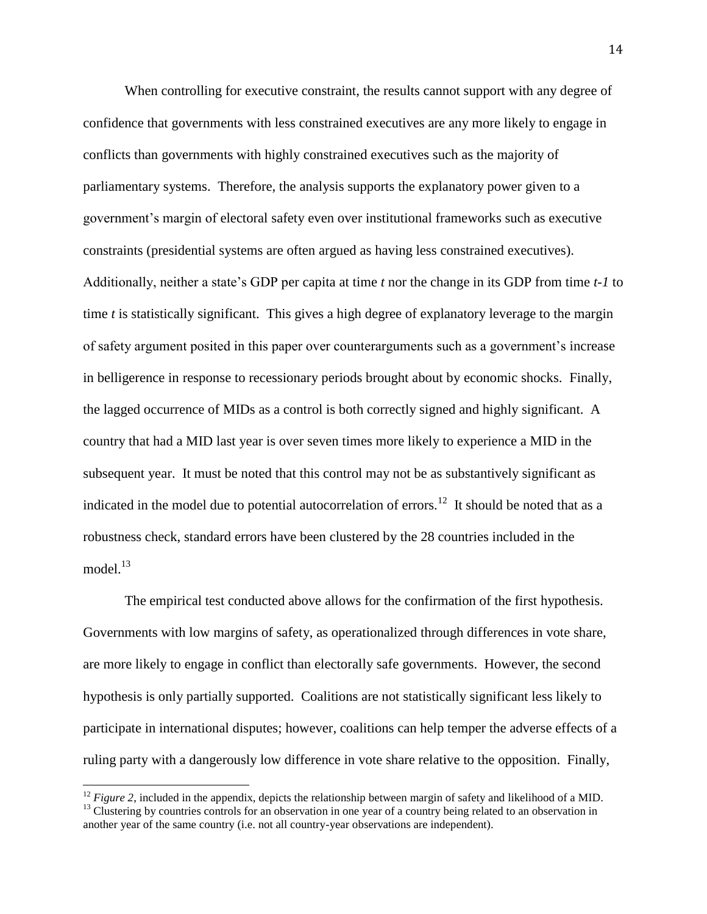When controlling for executive constraint, the results cannot support with any degree of confidence that governments with less constrained executives are any more likely to engage in conflicts than governments with highly constrained executives such as the majority of parliamentary systems. Therefore, the analysis supports the explanatory power given to a government's margin of electoral safety even over institutional frameworks such as executive constraints (presidential systems are often argued as having less constrained executives). Additionally, neither a state's GDP per capita at time *t* nor the change in its GDP from time *t-1* to time *t* is statistically significant. This gives a high degree of explanatory leverage to the margin of safety argument posited in this paper over counterarguments such as a government's increase in belligerence in response to recessionary periods brought about by economic shocks. Finally, the lagged occurrence of MIDs as a control is both correctly signed and highly significant. A country that had a MID last year is over seven times more likely to experience a MID in the subsequent year. It must be noted that this control may not be as substantively significant as indicated in the model due to potential autocorrelation of errors.[12] It should be noted that as a robustness check, standard errors have been clustered by the 28 countries included in the model.[13]

The empirical test conducted above allows for the confirmation of the first hypothesis. Governments with low margins of safety, as operationalized through differences in vote share, are more likely to engage in conflict than electorally safe governments. However, the second hypothesis is only partially supported. Coalitions are not statistically significant less likely to participate in international disputes; however, coalitions can help temper the adverse effects of a ruling party with a dangerously low difference in vote share relative to the opposition. Finally,

---

[12] *Figure 2*, included in the appendix, depicts the relationship between margin of safety and likelihood of a MID.

[13] Clustering by countries controls for an observation in one year of a country being related to an observation in another year of the same country (i.e. not all country-year observations are independent).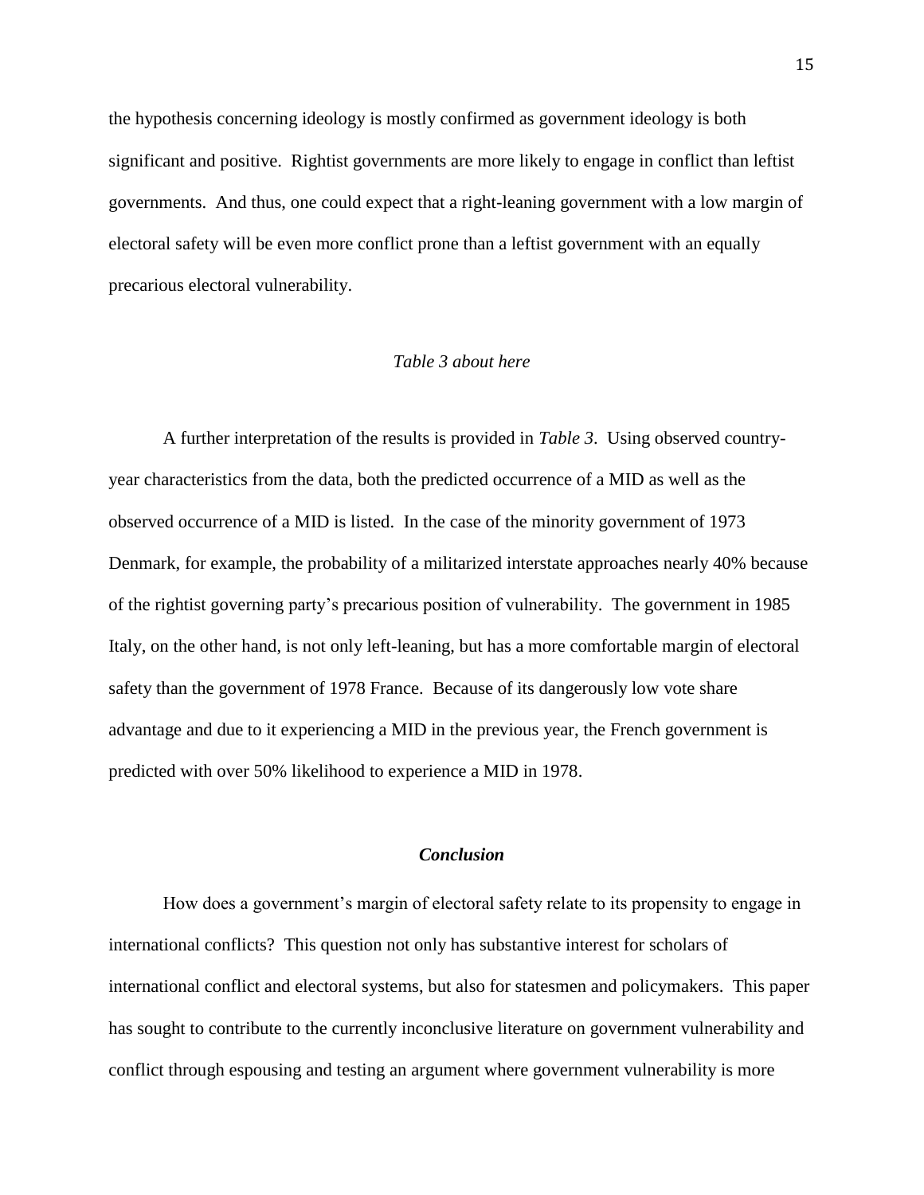the hypothesis concerning ideology is mostly confirmed as government ideology is both significant and positive. Rightist governments are more likely to engage in conflict than leftist governments. And thus, one could expect that a right-leaning government with a low margin of electoral safety will be even more conflict prone than a leftist government with an equally precarious electoral vulnerability.

*Table 3 about here*

A further interpretation of the results is provided in *Table 3*. Using observed country-year characteristics from the data, both the predicted occurrence of a MID as well as the observed occurrence of a MID is listed. In the case of the minority government of 1973 Denmark, for example, the probability of a militarized interstate approaches nearly 40% because of the rightist governing party's precarious position of vulnerability. The government in 1985 Italy, on the other hand, is not only left-leaning, but has a more comfortable margin of electoral safety than the government of 1978 France. Because of its dangerously low vote share advantage and due to it experiencing a MID in the previous year, the French government is predicted with over 50% likelihood to experience a MID in 1978.

## ***Conclusion***

How does a government's margin of electoral safety relate to its propensity to engage in international conflicts? This question not only has substantive interest for scholars of international conflict and electoral systems, but also for statesmen and policymakers. This paper has sought to contribute to the currently inconclusive literature on government vulnerability and conflict through espousing and testing an argument where government vulnerability is more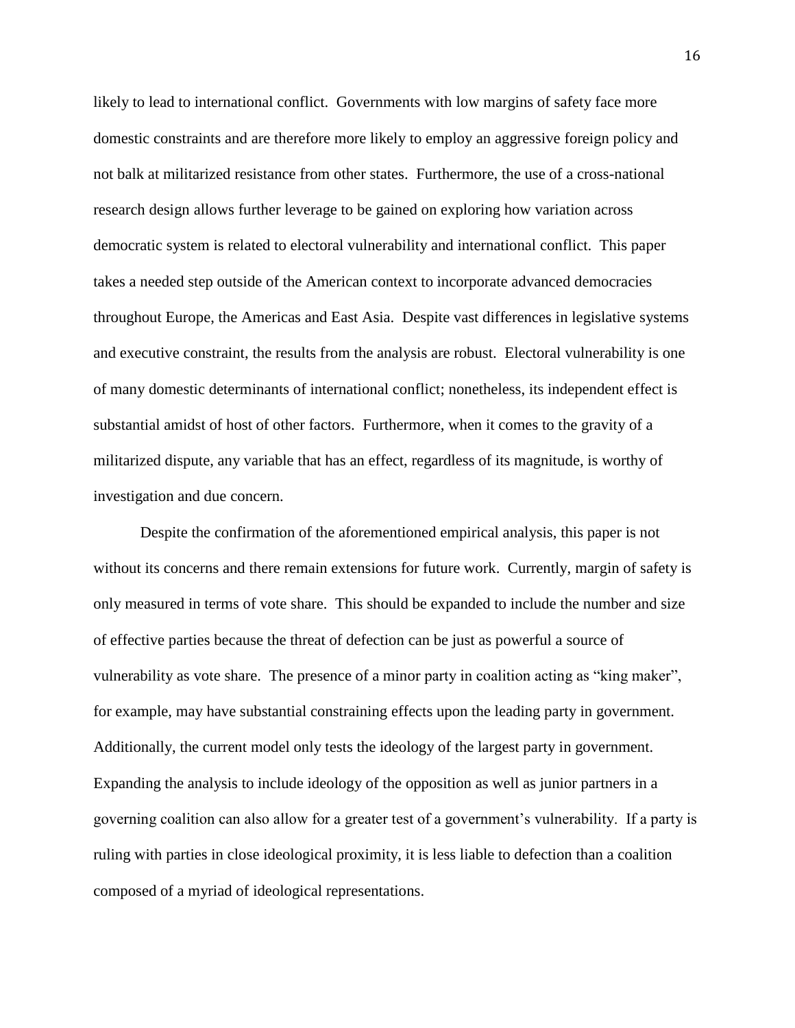likely to lead to international conflict. Governments with low margins of safety face more domestic constraints and are therefore more likely to employ an aggressive foreign policy and not balk at militarized resistance from other states. Furthermore, the use of a cross-national research design allows further leverage to be gained on exploring how variation across democratic system is related to electoral vulnerability and international conflict. This paper takes a needed step outside of the American context to incorporate advanced democracies throughout Europe, the Americas and East Asia. Despite vast differences in legislative systems and executive constraint, the results from the analysis are robust. Electoral vulnerability is one of many domestic determinants of international conflict; nonetheless, its independent effect is substantial amidst of host of other factors. Furthermore, when it comes to the gravity of a militarized dispute, any variable that has an effect, regardless of its magnitude, is worthy of investigation and due concern.

Despite the confirmation of the aforementioned empirical analysis, this paper is not without its concerns and there remain extensions for future work. Currently, margin of safety is only measured in terms of vote share. This should be expanded to include the number and size of effective parties because the threat of defection can be just as powerful a source of vulnerability as vote share. The presence of a minor party in coalition acting as "king maker", for example, may have substantial constraining effects upon the leading party in government. Additionally, the current model only tests the ideology of the largest party in government. Expanding the analysis to include ideology of the opposition as well as junior partners in a governing coalition can also allow for a greater test of a government's vulnerability. If a party is ruling with parties in close ideological proximity, it is less liable to defection than a coalition composed of a myriad of ideological representations.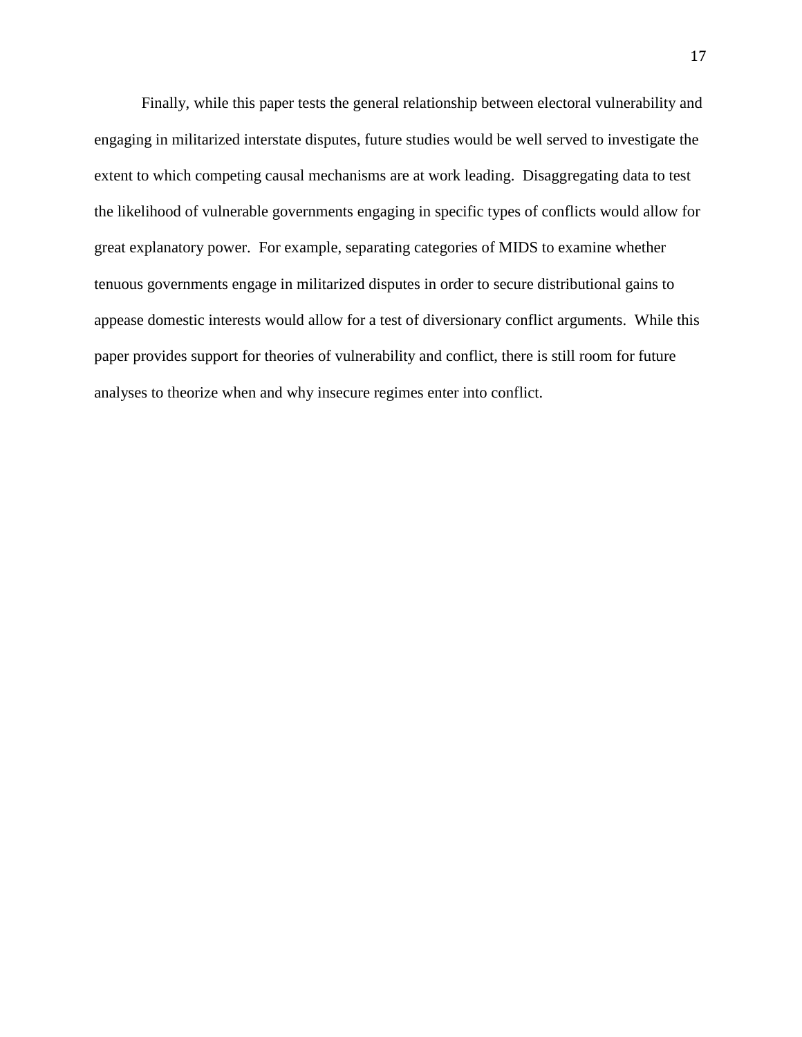Finally, while this paper tests the general relationship between electoral vulnerability and engaging in militarized interstate disputes, future studies would be well served to investigate the extent to which competing causal mechanisms are at work leading. Disaggregating data to test the likelihood of vulnerable governments engaging in specific types of conflicts would allow for great explanatory power. For example, separating categories of MIDS to examine whether tenuous governments engage in militarized disputes in order to secure distributional gains to appease domestic interests would allow for a test of diversionary conflict arguments. While this paper provides support for theories of vulnerability and conflict, there is still room for future analyses to theorize when and why insecure regimes enter into conflict.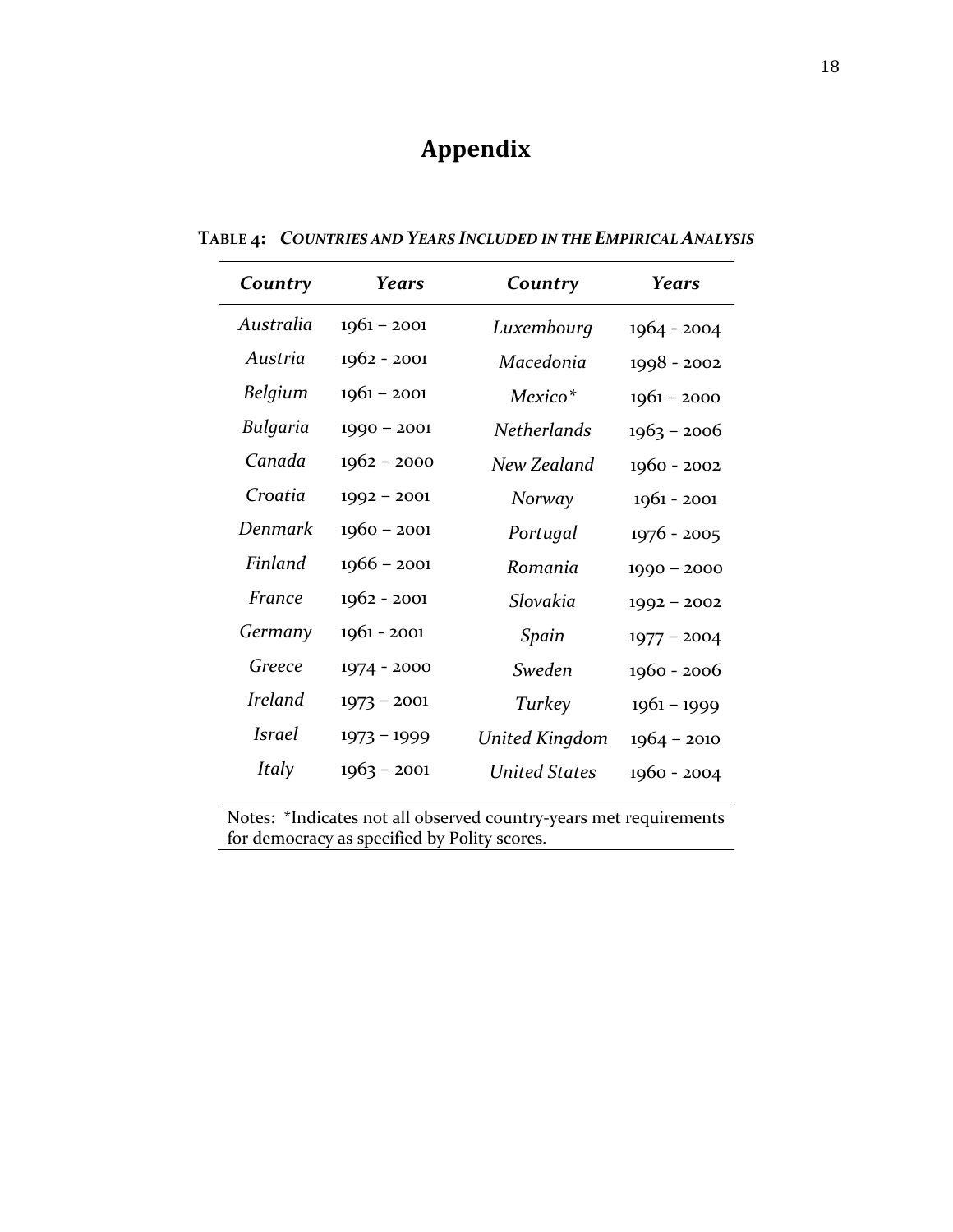# Appendix

**TABLE 4:** ***COUNTRIES AND YEARS INCLUDED IN THE EMPIRICAL ANALYSIS***

| *Country* | *Years* | *Country* | *Years* |
|---|---|---|---|
| *Australia* | 1961 – 2001 | *Luxembourg* | 1964 - 2004 |
| *Austria* | 1962 - 2001 | *Macedonia* | 1998 - 2002 |
| *Belgium* | 1961 – 2001 | *Mexico** | 1961 – 2000 |
| *Bulgaria* | 1990 – 2001 | *Netherlands* | 1963 – 2006 |
| *Canada* | 1962 – 2000 | *New Zealand* | 1960 - 2002 |
| *Croatia* | 1992 – 2001 | *Norway* | 1961 - 2001 |
| *Denmark* | 1960 – 2001 | *Portugal* | 1976 - 2005 |
| *Finland* | 1966 – 2001 | *Romania* | 1990 – 2000 |
| *France* | 1962 - 2001 | *Slovakia* | 1992 – 2002 |
| *Germany* | 1961 - 2001 | *Spain* | 1977 – 2004 |
| *Greece* | 1974 - 2000 | *Sweden* | 1960 - 2006 |
| *Ireland* | 1973 – 2001 | *Turkey* | 1961 – 1999 |
| *Israel* | 1973 – 1999 | *United Kingdom* | 1964 – 2010 |
| *Italy* | 1963 – 2001 | *United States* | 1960 - 2004 |

Notes: *Indicates not all observed country-years met requirements for democracy as specified by Polity scores.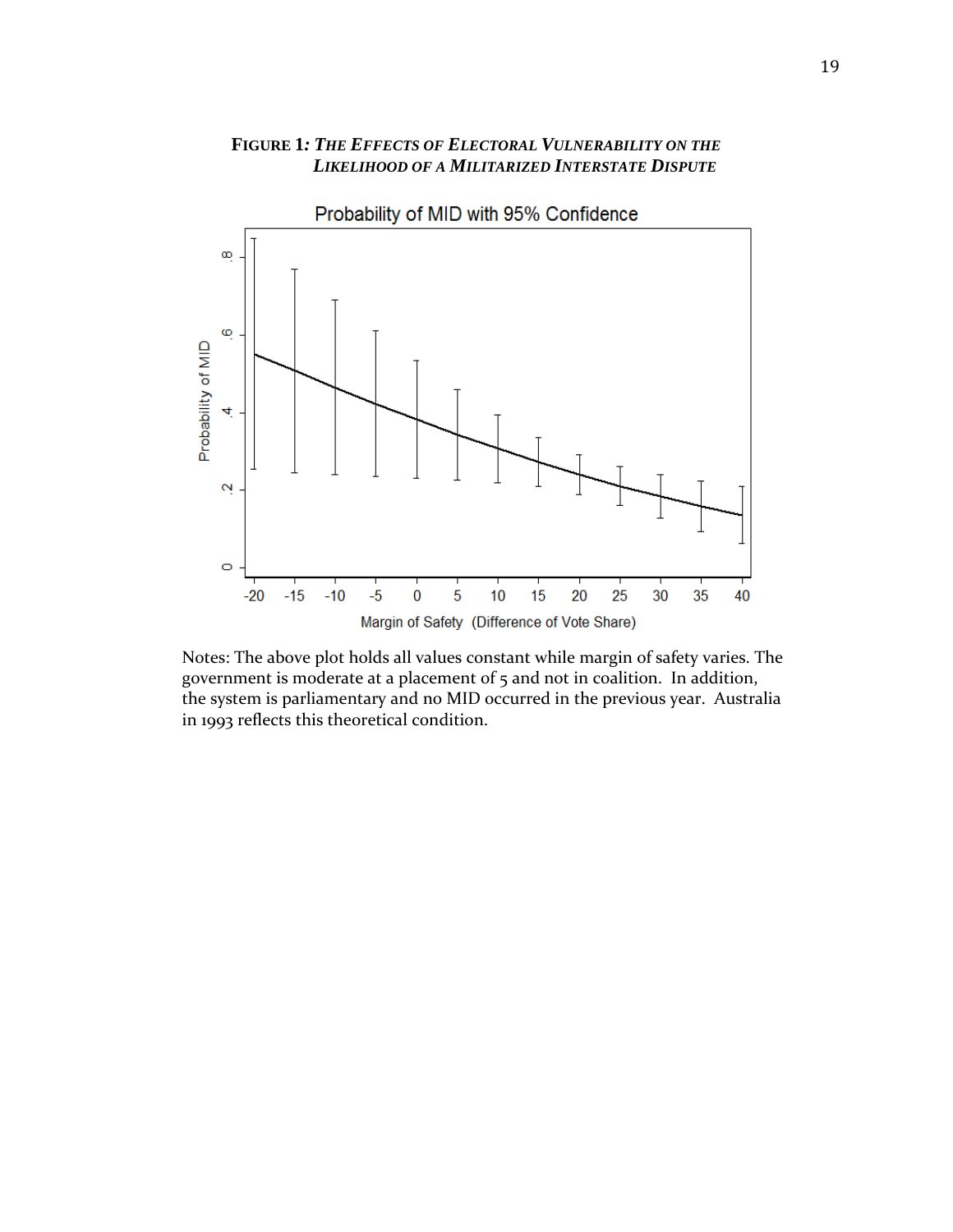**FIGURE 1*: THE EFFECTS OF ELECTORAL VULNERABILITY ON THE LIKELIHOOD OF A MILITARIZED INTERSTATE DISPUTE***

Notes: The above plot holds all values constant while margin of safety varies. The government is moderate at a placement of 5 and not in coalition. In addition, the system is parliamentary and no MID occurred in the previous year. Australia in 1993 reflects this theoretical condition.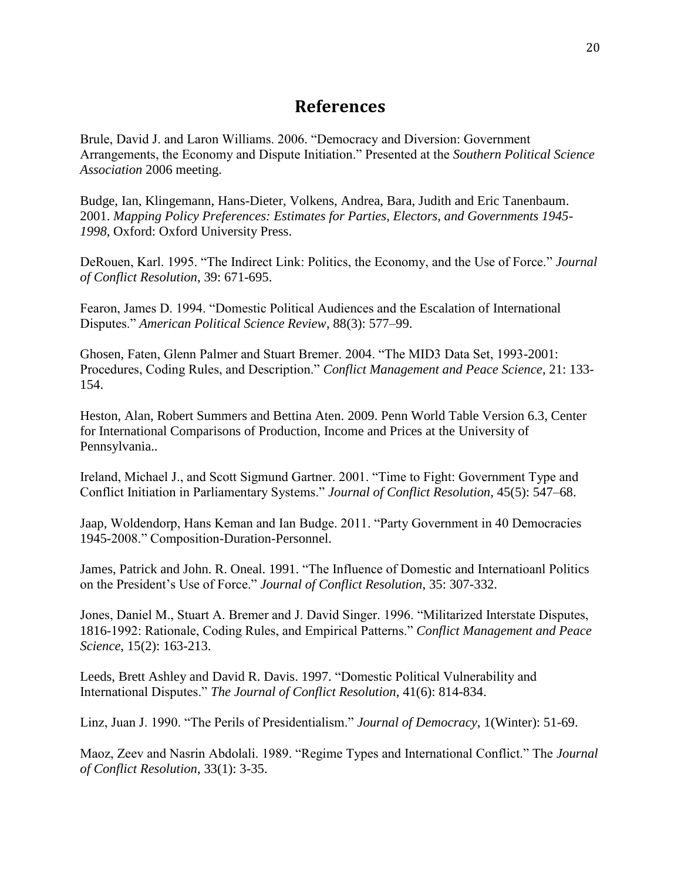# References

Brule, David J. and Laron Williams. 2006. "Democracy and Diversion: Government Arrangements, the Economy and Dispute Initiation." Presented at the *Southern Political Science Association* 2006 meeting.

Budge, Ian, Klingemann, Hans-Dieter, Volkens, Andrea, Bara, Judith and Eric Tanenbaum. 2001. *Mapping Policy Preferences: Estimates for Parties, Electors, and Governments 1945-1998*, Oxford: Oxford University Press.

DeRouen, Karl. 1995. "The Indirect Link: Politics, the Economy, and the Use of Force." *Journal of Conflict Resolution*, 39: 671-695.

Fearon, James D. 1994. "Domestic Political Audiences and the Escalation of International Disputes." *American Political Science Review*, 88(3): 577–99.

Ghosen, Faten, Glenn Palmer and Stuart Bremer. 2004. "The MID3 Data Set, 1993-2001: Procedures, Coding Rules, and Description." *Conflict Management and Peace Science*, 21: 133-154.

Heston, Alan, Robert Summers and Bettina Aten. 2009. Penn World Table Version 6.3, Center for International Comparisons of Production, Income and Prices at the University of Pennsylvania..

Ireland, Michael J., and Scott Sigmund Gartner. 2001. "Time to Fight: Government Type and Conflict Initiation in Parliamentary Systems." *Journal of Conflict Resolution*, 45(5): 547–68.

Jaap, Woldendorp, Hans Keman and Ian Budge. 2011. "Party Government in 40 Democracies 1945-2008." Composition-Duration-Personnel.

James, Patrick and John. R. Oneal. 1991. "The Influence of Domestic and Internatioanl Politics on the President's Use of Force." *Journal of Conflict Resolution*, 35: 307-332.

Jones, Daniel M., Stuart A. Bremer and J. David Singer. 1996. "Militarized Interstate Disputes, 1816-1992: Rationale, Coding Rules, and Empirical Patterns." *Conflict Management and Peace Science*, 15(2): 163-213.

Leeds, Brett Ashley and David R. Davis. 1997. "Domestic Political Vulnerability and International Disputes." *The Journal of Conflict Resolution*, 41(6): 814-834.

Linz, Juan J. 1990. "The Perils of Presidentialism." *Journal of Democracy*, 1(Winter): 51-69.

Maoz, Zeev and Nasrin Abdolali. 1989. "Regime Types and International Conflict." The *Journal of Conflict Resolution*, 33(1): 3-35.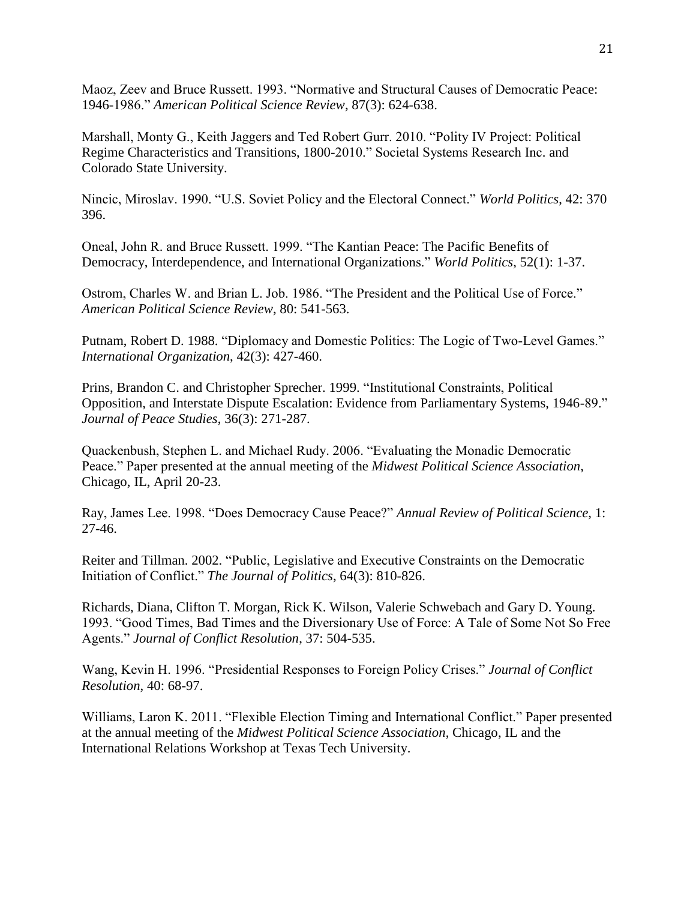Maoz, Zeev and Bruce Russett. 1993. "Normative and Structural Causes of Democratic Peace: 1946-1986." *American Political Science Review*, 87(3): 624-638.

Marshall, Monty G., Keith Jaggers and Ted Robert Gurr. 2010. "Polity IV Project: Political Regime Characteristics and Transitions, 1800-2010." Societal Systems Research Inc. and Colorado State University.

Nincic, Miroslav. 1990. "U.S. Soviet Policy and the Electoral Connect." *World Politics*, 42: 370 396.

Oneal, John R. and Bruce Russett. 1999. "The Kantian Peace: The Pacific Benefits of Democracy, Interdependence, and International Organizations." *World Politics*, 52(1): 1-37.

Ostrom, Charles W. and Brian L. Job. 1986. "The President and the Political Use of Force." *American Political Science Review*, 80: 541-563.

Putnam, Robert D. 1988. "Diplomacy and Domestic Politics: The Logic of Two-Level Games." *International Organization*, 42(3): 427-460.

Prins, Brandon C. and Christopher Sprecher. 1999. "Institutional Constraints, Political Opposition, and Interstate Dispute Escalation: Evidence from Parliamentary Systems, 1946-89." *Journal of Peace Studies*, 36(3): 271-287.

Quackenbush, Stephen L. and Michael Rudy. 2006. "Evaluating the Monadic Democratic Peace." Paper presented at the annual meeting of the *Midwest Political Science Association*, Chicago, IL, April 20-23.

Ray, James Lee. 1998. "Does Democracy Cause Peace?" *Annual Review of Political Science*, 1: 27-46.

Reiter and Tillman. 2002. "Public, Legislative and Executive Constraints on the Democratic Initiation of Conflict." *The Journal of Politics*, 64(3): 810-826.

Richards, Diana, Clifton T. Morgan, Rick K. Wilson, Valerie Schwebach and Gary D. Young. 1993. "Good Times, Bad Times and the Diversionary Use of Force: A Tale of Some Not So Free Agents." *Journal of Conflict Resolution*, 37: 504-535.

Wang, Kevin H. 1996. "Presidential Responses to Foreign Policy Crises." *Journal of Conflict Resolution*, 40: 68-97.

Williams, Laron K. 2011. "Flexible Election Timing and International Conflict." Paper presented at the annual meeting of the *Midwest Political Science Association*, Chicago, IL and the International Relations Workshop at Texas Tech University.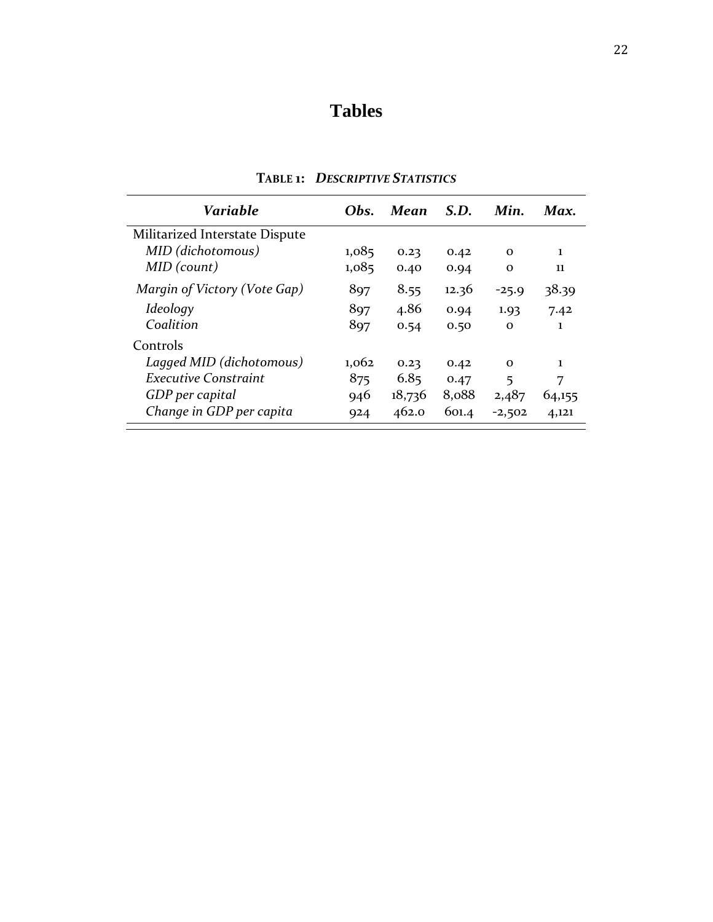# Tables

**TABLE 1: *DESCRIPTIVE STATISTICS***

| *Variable* | *Obs.* | *Mean* | *S.D.* | *Min.* | *Max.* |
|---|---|---|---|---|---|
| Militarized Interstate Dispute | | | | | |
| *MID (dichotomous)* | 1,085 | 0.23 | 0.42 | 0 | 1 |
| *MID (count)* | 1,085 | 0.40 | 0.94 | 0 | 11 |
| *Margin of Victory (Vote Gap)* | 897 | 8.55 | 12.36 | -25.9 | 38.39 |
| *Ideology* | 897 | 4.86 | 0.94 | 1.93 | 7.42 |
| *Coalition* | 897 | 0.54 | 0.50 | 0 | 1 |
| Controls | | | | | |
| *Lagged MID (dichotomous)* | 1,062 | 0.23 | 0.42 | 0 | 1 |
| *Executive Constraint* | 875 | 6.85 | 0.47 | 5 | 7 |
| *GDP per capital* | 946 | 18,736 | 8,088 | 2,487 | 64,155 |
| *Change in GDP per capita* | 924 | 462.0 | 601.4 | -2,502 | 4,121 |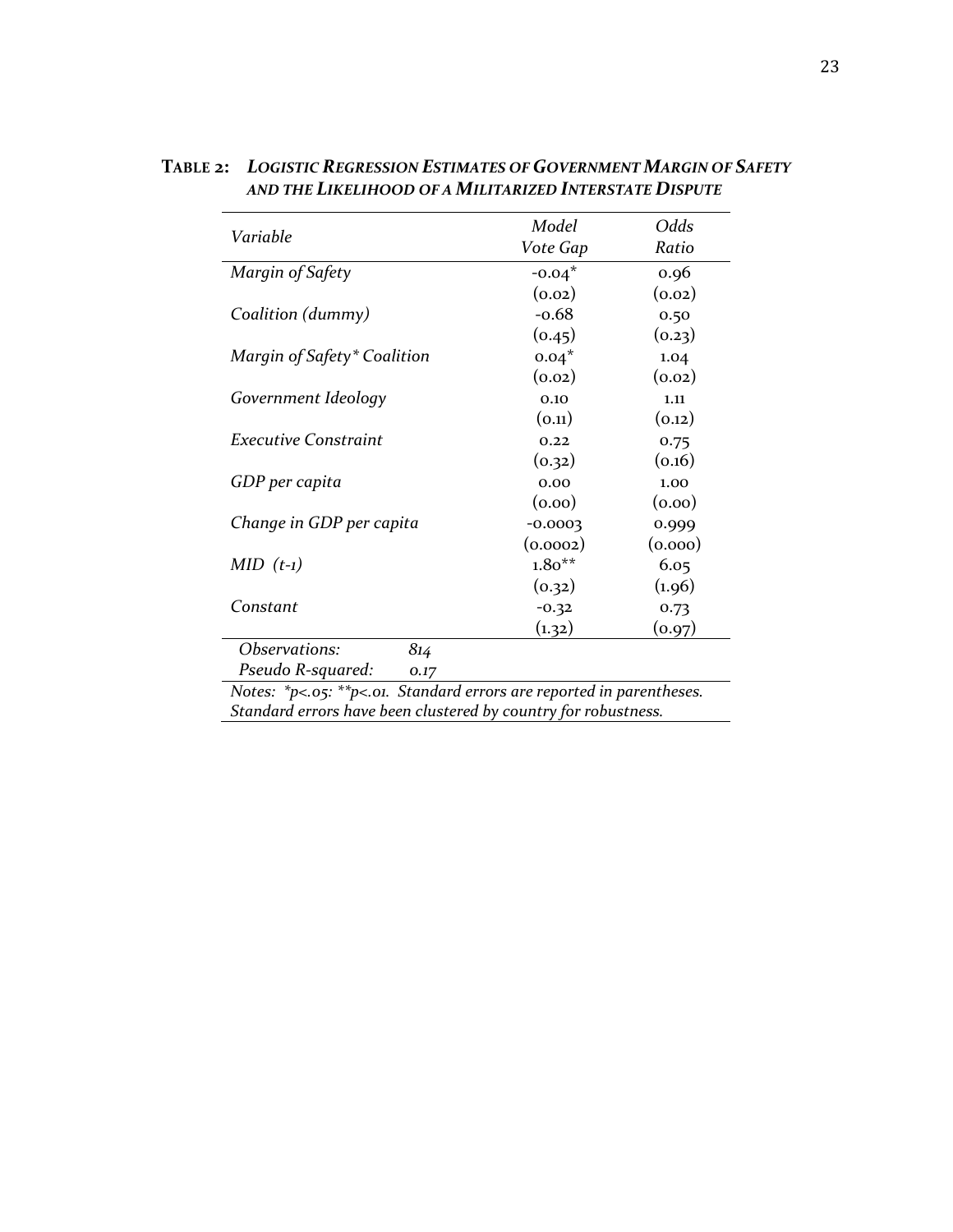**Table 2:** ***Logistic Regression Estimates of Government Margin of Safety and the Likelihood of a Militarized Interstate Dispute***

| *Variable* | *Model Vote Gap* | *Odds Ratio* |
|---|---|---|
| *Margin of Safety* | -0.04* | 0.96 |
| | (0.02) | (0.02) |
| *Coalition (dummy)* | -0.68 | 0.50 |
| | (0.45) | (0.23) |
| *Margin of Safety* Coalition* | 0.04* | 1.04 |
| | (0.02) | (0.02) |
| *Government Ideology* | 0.10 | 1.11 |
| | (0.11) | (0.12) |
| *Executive Constraint* | 0.22 | 0.75 |
| | (0.32) | (0.16) |
| *GDP per capita* | 0.00 | 1.00 |
| | (0.00) | (0.00) |
| *Change in GDP per capita* | -0.0003 | 0.999 |
| | (0.0002) | (0.000) |
| *MID (t-1)* | 1.80** | 6.05 |
| | (0.32) | (1.96) |
| *Constant* | -0.32 | 0.73 |
| | (1.32) | (0.97) |
| *Observations:* 814 | | |
| *Pseudo R-squared:* 0.17 | | |

*Notes: *p<.05: **p<.01. Standard errors are reported in parentheses. Standard errors have been clustered by country for robustness.*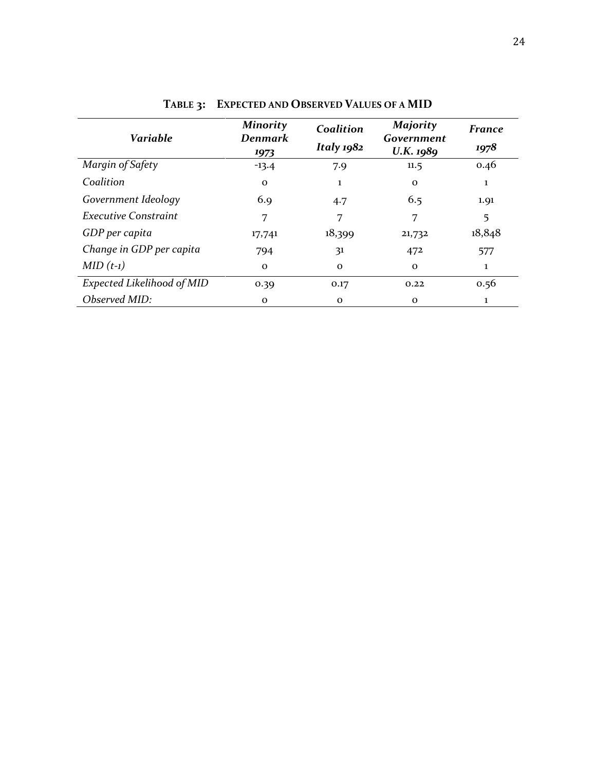**TABLE 3: EXPECTED AND OBSERVED VALUES OF A MID**

| *Variable* | ***Minority Denmark 1973*** | ***Coalition Italy 1982*** | ***Majority Government U.K. 1989*** | ***France 1978*** |
|---|---|---|---|---|
| *Margin of Safety* | -13.4 | 7.9 | 11.5 | 0.46 |
| *Coalition* | 0 | 1 | 0 | 1 |
| *Government Ideology* | 6.9 | 4.7 | 6.5 | 1.91 |
| *Executive Constraint* | 7 | 7 | 7 | 5 |
| *GDP per capita* | 17,741 | 18,399 | 21,732 | 18,848 |
| *Change in GDP per capita* | 794 | 31 | 472 | 577 |
| *MID (t-1)* | 0 | 0 | 0 | 1 |
| *Expected Likelihood of MID* | 0.39 | 0.17 | 0.22 | 0.56 |
| *Observed MID:* | 0 | 0 | 0 | 1 |